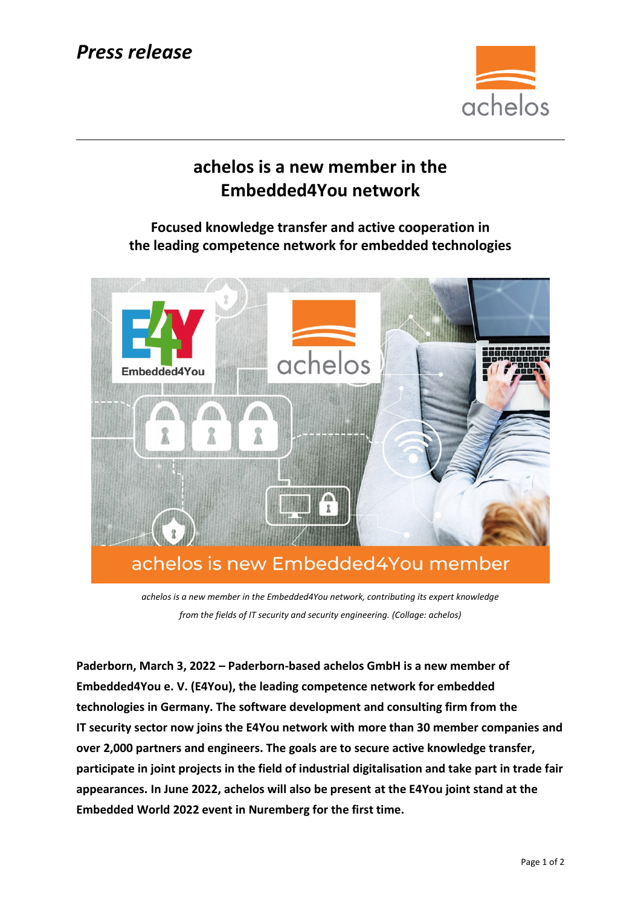*Press release*

# achelos is a new member in the Embedded4You network

## Focused knowledge transfer and active cooperation in the leading competence network for embedded technologies

*achelos is a new member in the Embedded4You network, contributing its expert knowledge from the fields of IT security and security engineering. (Collage: achelos)*

**Paderborn, March 3, 2022 – Paderborn-based achelos GmbH is a new member of Embedded4You e. V. (E4You), the leading competence network for embedded technologies in Germany. The software development and consulting firm from the IT security sector now joins the E4You network with more than 30 member companies and over 2,000 partners and engineers. The goals are to secure active knowledge transfer, participate in joint projects in the field of industrial digitalisation and take part in trade fair appearances. In June 2022, achelos will also be present at the E4You joint stand at the Embedded World 2022 event in Nuremberg for the first time.**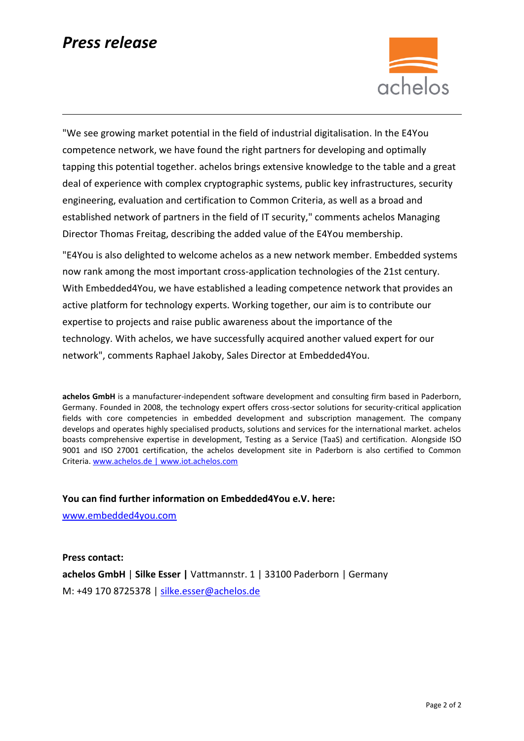"We see growing market potential in the field of industrial digitalisation. In the E4You competence network, we have found the right partners for developing and optimally tapping this potential together. achelos brings extensive knowledge to the table and a great deal of experience with complex cryptographic systems, public key infrastructures, security engineering, evaluation and certification to Common Criteria, as well as a broad and established network of partners in the field of IT security," comments achelos Managing Director Thomas Freitag, describing the added value of the E4You membership.

"E4You is also delighted to welcome achelos as a new network member. Embedded systems now rank among the most important cross-application technologies of the 21st century. With Embedded4You, we have established a leading competence network that provides an active platform for technology experts. Working together, our aim is to contribute our expertise to projects and raise public awareness about the importance of the technology. With achelos, we have successfully acquired another valued expert for our network", comments Raphael Jakoby, Sales Director at Embedded4You.

**achelos GmbH** is a manufacturer-independent software development and consulting firm based in Paderborn, Germany. Founded in 2008, the technology expert offers cross-sector solutions for security-critical application fields with core competencies in embedded development and subscription management. The company develops and operates highly specialised products, solutions and services for the international market. achelos boasts comprehensive expertise in development, Testing as a Service (TaaS) and certification. Alongside ISO 9001 and ISO 27001 certification, the achelos development site in Paderborn is also certified to Common Criteria. www.achelos.de | www.iot.achelos.com

**You can find further information on Embedded4You e.V. here:**

www.embedded4you.com

**Press contact:**

**achelos GmbH** | **Silke Esser |** Vattmannstr. 1 | 33100 Paderborn | Germany

M: +49 170 8725378 | silke.esser@achelos.de